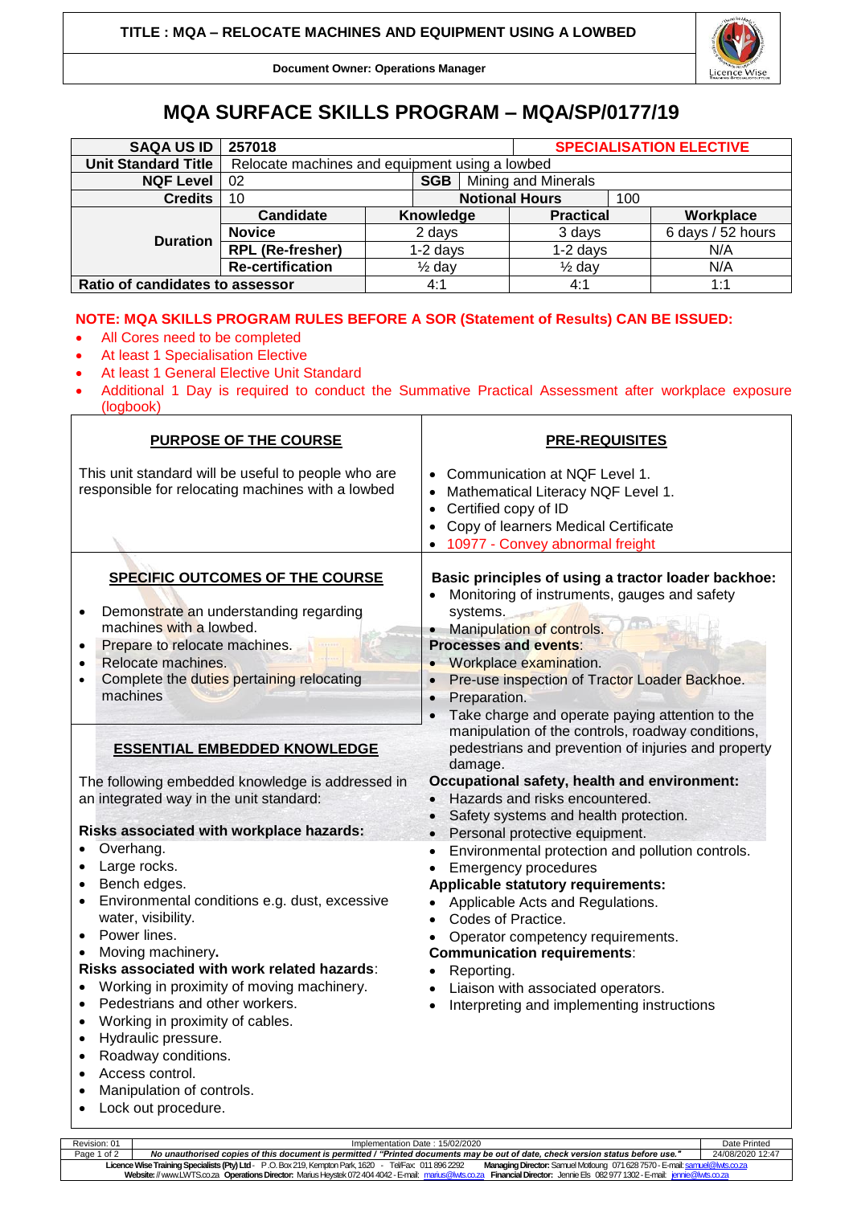**TITLE : MQA – RELOCATE MACHINES AND EQUIPMENT USING A LOWBED**

**Document Owner: Operations Manager**

# MQA SURFACE SKILLS PROGRAM – MQA/SP/0177/19

| SAQA US ID | 257018 | | | SPECIALISATION ELECTIVE | |
|---|---|---|---|---|---|
| Unit Standard Title | Relocate machines and equipment using a lowbed | | | | |
| NQF Level | 02 | SGB | Mining and Minerals | | |
| Credits | 10 | Notional Hours | | 100 | |
| Duration | Candidate | Knowledge | Practical | | Workplace |
| | Novice | 2 days | 3 days | | 6 days / 52 hours |
| | RPL (Re-fresher) | 1-2 days | 1-2 days | | N/A |
| | Re-certification | ½ day | ½ day | | N/A |
| Ratio of candidates to assessor | | 4:1 | 4:1 | | 1:1 |

**NOTE: MQA SKILLS PROGRAM RULES BEFORE A SOR (Statement of Results) CAN BE ISSUED:**

- All Cores need to be completed
- At least 1 Specialisation Elective
- At least 1 General Elective Unit Standard
- Additional 1 Day is required to conduct the Summative Practical Assessment after workplace exposure (logbook)

## PURPOSE OF THE COURSE

This unit standard will be useful to people who are responsible for relocating machines with a lowbed

## PRE-REQUISITES

- Communication at NQF Level 1.
- Mathematical Literacy NQF Level 1.
- Certified copy of ID
- Copy of learners Medical Certificate
- 10977 - Convey abnormal freight

## SPECIFIC OUTCOMES OF THE COURSE

- Demonstrate an understanding regarding machines with a lowbed.
- Prepare to relocate machines.
- Relocate machines.
- Complete the duties pertaining relocating machines

## ESSENTIAL EMBEDDED KNOWLEDGE

The following embedded knowledge is addressed in an integrated way in the unit standard:

**Risks associated with workplace hazards:**

- Overhang.
- Large rocks.
- Bench edges.
- Environmental conditions e.g. dust, excessive water, visibility.
- Power lines.
- Moving machinery.

**Risks associated with work related hazards**:

- Working in proximity of moving machinery.
- Pedestrians and other workers.
- Working in proximity of cables.
- Hydraulic pressure.
- Roadway conditions.
- Access control.
- Manipulation of controls.
- Lock out procedure.

**Basic principles of using a tractor loader backhoe:**

- Monitoring of instruments, gauges and safety systems.
- Manipulation of controls.

**Processes and events**:

- Workplace examination.
- Pre-use inspection of Tractor Loader Backhoe.
- Preparation.
- Take charge and operate paying attention to the manipulation of the controls, roadway conditions, pedestrians and prevention of injuries and property damage.

**Occupational safety, health and environment:**

- Hazards and risks encountered.
- Safety systems and health protection.
- Personal protective equipment.
- Environmental protection and pollution controls.
- Emergency procedures

**Applicable statutory requirements:**

- Applicable Acts and Regulations.
- Codes of Practice.
- Operator competency requirements.

**Communication requirements**:

- Reporting.
- Liaison with associated operators.
- Interpreting and implementing instructions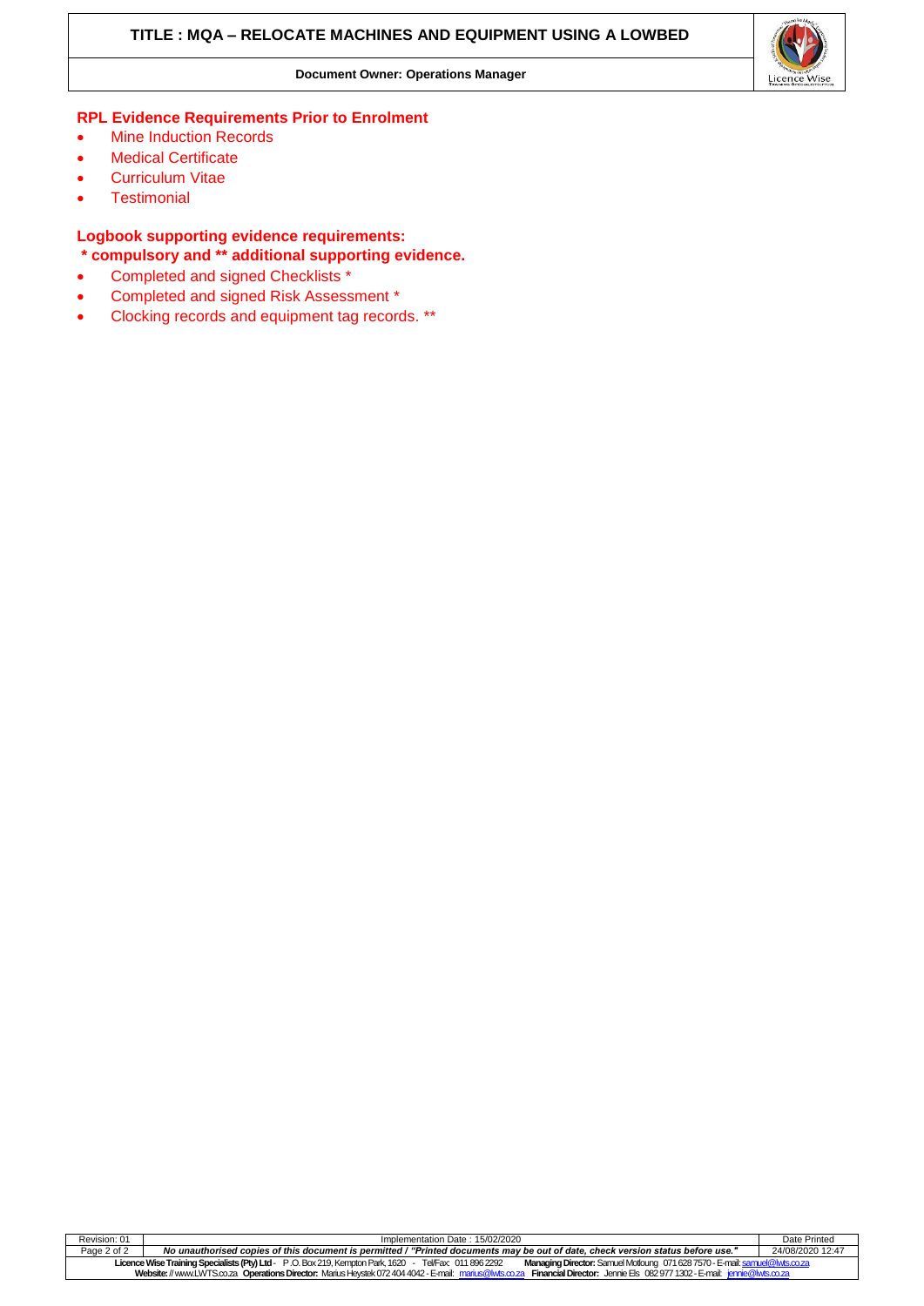## RPL Evidence Requirements Prior to Enrolment

- Mine Induction Records
- Medical Certificate
- Curriculum Vitae
- Testimonial

## Logbook supporting evidence requirements:

**\* compulsory and \*\* additional supporting evidence.**

- Completed and signed Checklists *
- Completed and signed Risk Assessment *
- Clocking records and equipment tag records. **